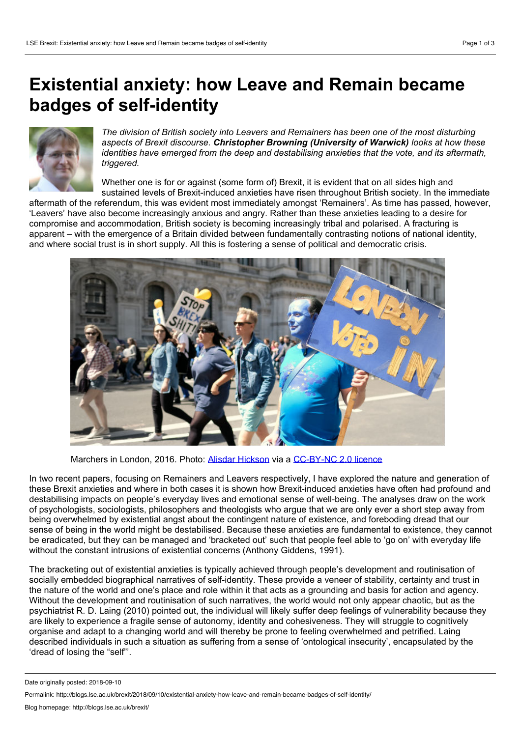# Existential anxiety: how Leave and Remain became badges of self-identity

*The division of British society into Leavers and Remainers has been one of the most disturbing aspects of Brexit discourse.* ***Christopher Browning (University of Warwick)*** *looks at how these identities have emerged from the deep and destabilising anxieties that the vote, and its aftermath, triggered.*

Whether one is for or against (some form of) Brexit, it is evident that on all sides high and sustained levels of Brexit-induced anxieties have risen throughout British society. In the immediate aftermath of the referendum, this was evident most immediately amongst 'Remainers'. As time has passed, however, 'Leavers' have also become increasingly anxious and angry. Rather than these anxieties leading to a desire for compromise and accommodation, British society is becoming increasingly tribal and polarised. A fracturing is apparent – with the emergence of a Britain divided between fundamentally contrasting notions of national identity, and where social trust is in short supply. All this is fostering a sense of political and democratic crisis.

Marchers in London, 2016. Photo: [Alisdar Hickson](#) via a [CC-BY-NC 2.0 licence](#)

In two recent papers, focusing on Remainers and Leavers respectively, I have explored the nature and generation of these Brexit anxieties and where in both cases it is shown how Brexit-induced anxieties have often had profound and destabilising impacts on people's everyday lives and emotional sense of well-being. The analyses draw on the work of psychologists, sociologists, philosophers and theologists who argue that we are only ever a short step away from being overwhelmed by existential angst about the contingent nature of existence, and foreboding dread that our sense of being in the world might be destabilised. Because these anxieties are fundamental to existence, they cannot be eradicated, but they can be managed and 'bracketed out' such that people feel able to 'go on' with everyday life without the constant intrusions of existential concerns (Anthony Giddens, 1991).

The bracketing out of existential anxieties is typically achieved through people's development and routinisation of socially embedded biographical narratives of self-identity. These provide a veneer of stability, certainty and trust in the nature of the world and one's place and role within it that acts as a grounding and basis for action and agency. Without the development and routinisation of such narratives, the world would not only appear chaotic, but as the psychiatrist R. D. Laing (2010) pointed out, the individual will likely suffer deep feelings of vulnerability because they are likely to experience a fragile sense of autonomy, identity and cohesiveness. They will struggle to cognitively organise and adapt to a changing world and will thereby be prone to feeling overwhelmed and petrified. Laing described individuals in such a situation as suffering from a sense of 'ontological insecurity', encapsulated by the 'dread of losing the "self"'.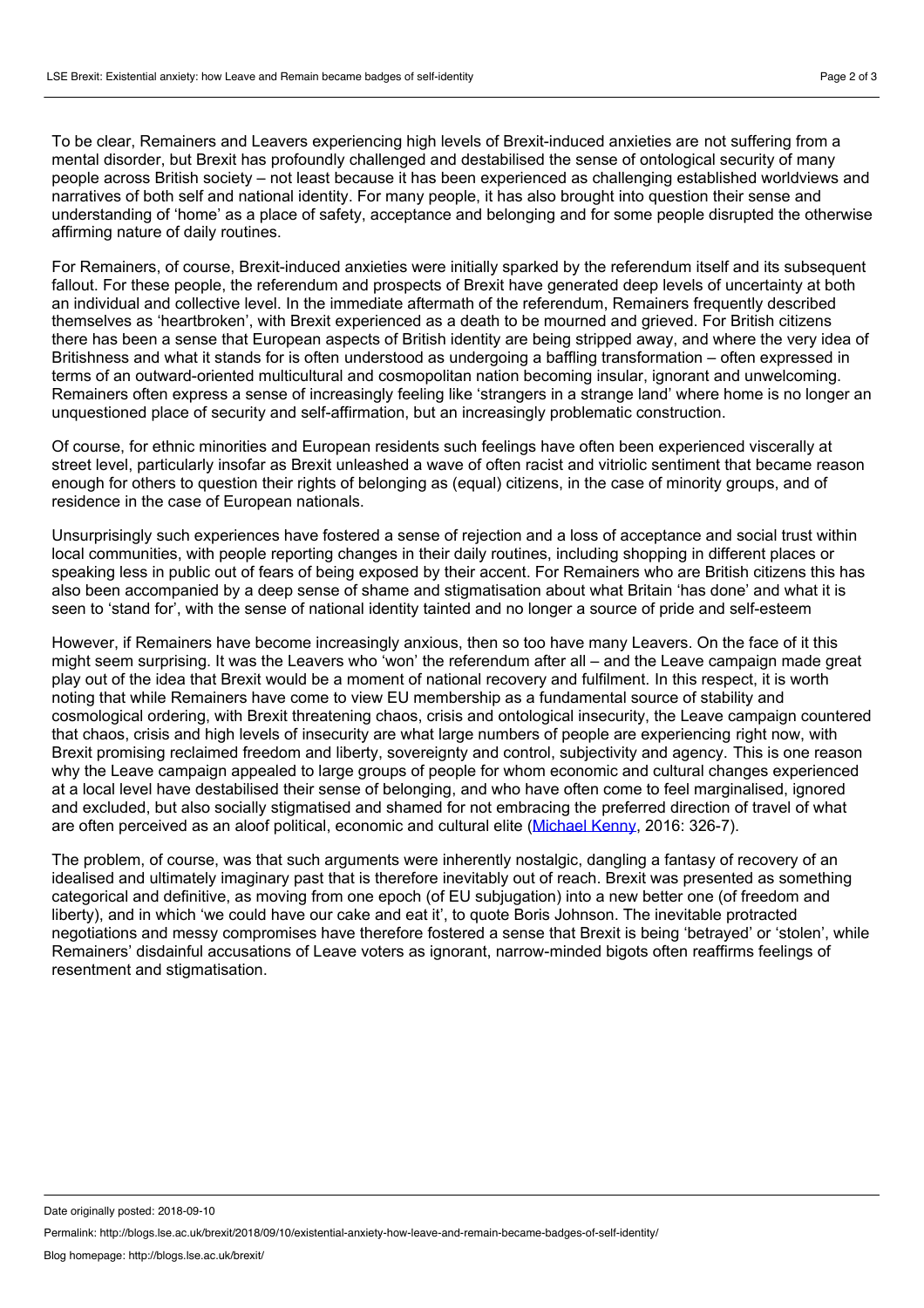To be clear, Remainers and Leavers experiencing high levels of Brexit-induced anxieties are not suffering from a mental disorder, but Brexit has profoundly challenged and destabilised the sense of ontological security of many people across British society – not least because it has been experienced as challenging established worldviews and narratives of both self and national identity. For many people, it has also brought into question their sense and understanding of 'home' as a place of safety, acceptance and belonging and for some people disrupted the otherwise affirming nature of daily routines.

For Remainers, of course, Brexit-induced anxieties were initially sparked by the referendum itself and its subsequent fallout. For these people, the referendum and prospects of Brexit have generated deep levels of uncertainty at both an individual and collective level. In the immediate aftermath of the referendum, Remainers frequently described themselves as 'heartbroken', with Brexit experienced as a death to be mourned and grieved. For British citizens there has been a sense that European aspects of British identity are being stripped away, and where the very idea of Britishness and what it stands for is often understood as undergoing a baffling transformation – often expressed in terms of an outward-oriented multicultural and cosmopolitan nation becoming insular, ignorant and unwelcoming. Remainers often express a sense of increasingly feeling like 'strangers in a strange land' where home is no longer an unquestioned place of security and self-affirmation, but an increasingly problematic construction.

Of course, for ethnic minorities and European residents such feelings have often been experienced viscerally at street level, particularly insofar as Brexit unleashed a wave of often racist and vitriolic sentiment that became reason enough for others to question their rights of belonging as (equal) citizens, in the case of minority groups, and of residence in the case of European nationals.

Unsurprisingly such experiences have fostered a sense of rejection and a loss of acceptance and social trust within local communities, with people reporting changes in their daily routines, including shopping in different places or speaking less in public out of fears of being exposed by their accent. For Remainers who are British citizens this has also been accompanied by a deep sense of shame and stigmatisation about what Britain 'has done' and what it is seen to 'stand for', with the sense of national identity tainted and no longer a source of pride and self-esteem

However, if Remainers have become increasingly anxious, then so too have many Leavers. On the face of it this might seem surprising. It was the Leavers who 'won' the referendum after all – and the Leave campaign made great play out of the idea that Brexit would be a moment of national recovery and fulfilment. In this respect, it is worth noting that while Remainers have come to view EU membership as a fundamental source of stability and cosmological ordering, with Brexit threatening chaos, crisis and ontological insecurity, the Leave campaign countered that chaos, crisis and high levels of insecurity are what large numbers of people are experiencing right now, with Brexit promising reclaimed freedom and liberty, sovereignty and control, subjectivity and agency. This is one reason why the Leave campaign appealed to large groups of people for whom economic and cultural changes experienced at a local level have destabilised their sense of belonging, and who have often come to feel marginalised, ignored and excluded, but also socially stigmatised and shamed for not embracing the preferred direction of travel of what are often perceived as an aloof political, economic and cultural elite (Michael Kenny, 2016: 326-7).

The problem, of course, was that such arguments were inherently nostalgic, dangling a fantasy of recovery of an idealised and ultimately imaginary past that is therefore inevitably out of reach. Brexit was presented as something categorical and definitive, as moving from one epoch (of EU subjugation) into a new better one (of freedom and liberty), and in which 'we could have our cake and eat it', to quote Boris Johnson. The inevitable protracted negotiations and messy compromises have therefore fostered a sense that Brexit is being 'betrayed' or 'stolen', while Remainers' disdainful accusations of Leave voters as ignorant, narrow-minded bigots often reaffirms feelings of resentment and stigmatisation.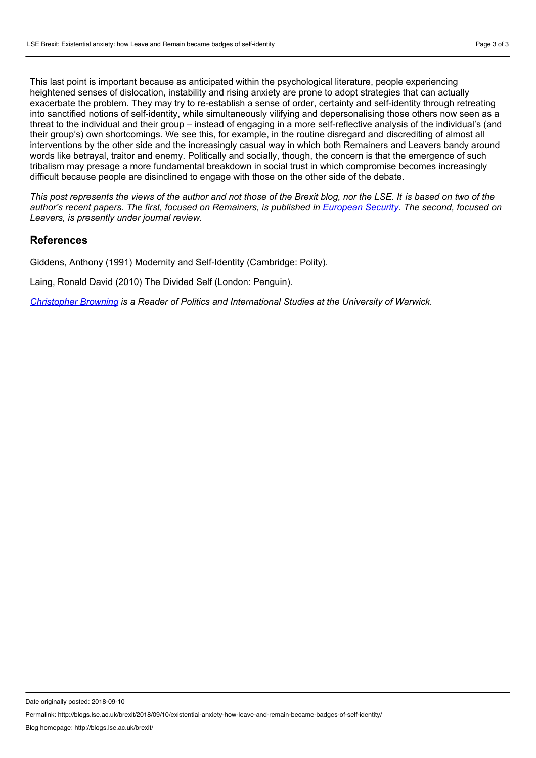This last point is important because as anticipated within the psychological literature, people experiencing heightened senses of dislocation, instability and rising anxiety are prone to adopt strategies that can actually exacerbate the problem. They may try to re-establish a sense of order, certainty and self-identity through retreating into sanctified notions of self-identity, while simultaneously vilifying and depersonalising those others now seen as a threat to the individual and their group – instead of engaging in a more self-reflective analysis of the individual's (and their group's) own shortcomings. We see this, for example, in the routine disregard and discrediting of almost all interventions by the other side and the increasingly casual way in which both Remainers and Leavers bandy around words like betrayal, traitor and enemy. Politically and socially, though, the concern is that the emergence of such tribalism may presage a more fundamental breakdown in social trust in which compromise becomes increasingly difficult because people are disinclined to engage with those on the other side of the debate.

*This post represents the views of the author and not those of the Brexit blog, nor the LSE. It is based on two of the author's recent papers. The first, focused on Remainers, is published in [European Security](). The second, focused on Leavers, is presently under journal review.*

## References

Giddens, Anthony (1991) Modernity and Self-Identity (Cambridge: Polity).

Laing, Ronald David (2010) The Divided Self (London: Penguin).

*[Christopher Browning]() is a Reader of Politics and International Studies at the University of Warwick.*

Date originally posted: 2018-09-10

Permalink: http://blogs.lse.ac.uk/brexit/2018/09/10/existential-anxiety-how-leave-and-remain-became-badges-of-self-identity/

Blog homepage: http://blogs.lse.ac.uk/brexit/